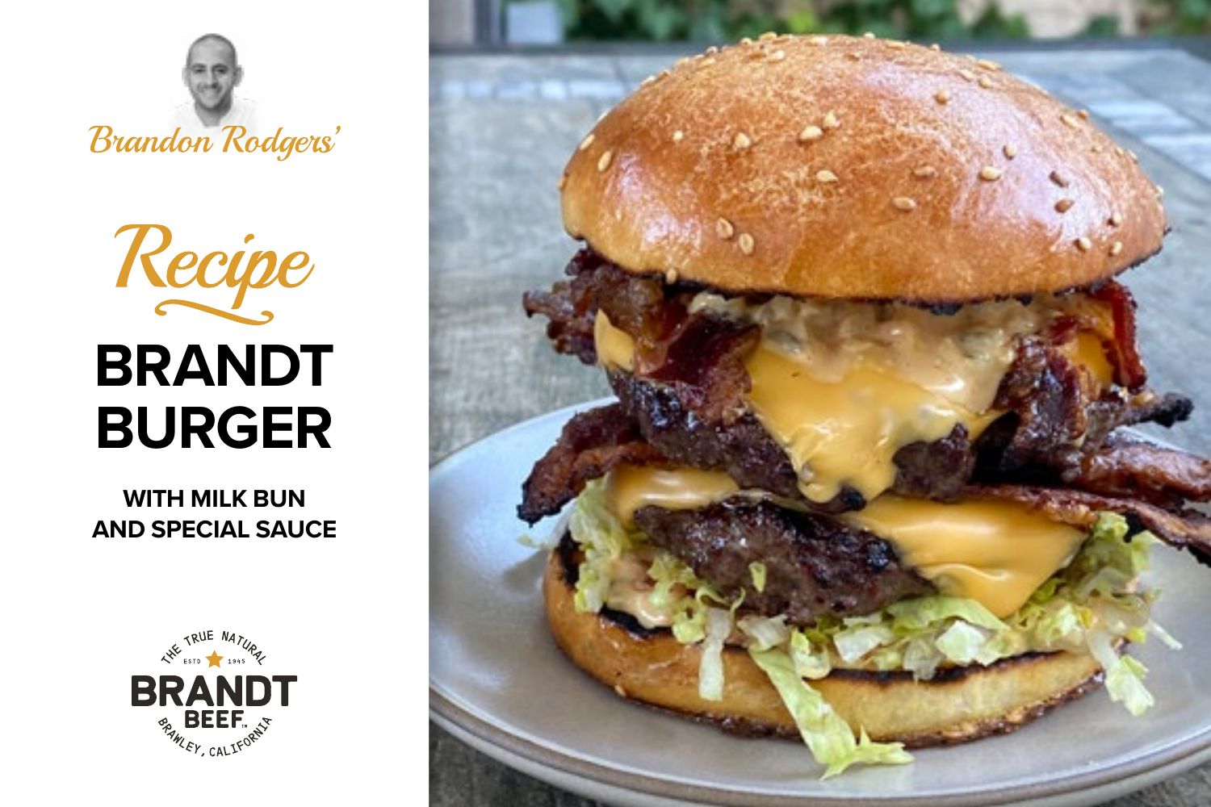Brandon Rodgers'

# Recipe

# BRANDT BURGER

## WITH MILK BUN AND SPECIAL SAUCE

THE TRUE NATURAL
ESTD 1945
BRANDT BEEF™
BRAWLEY, CALIFORNIA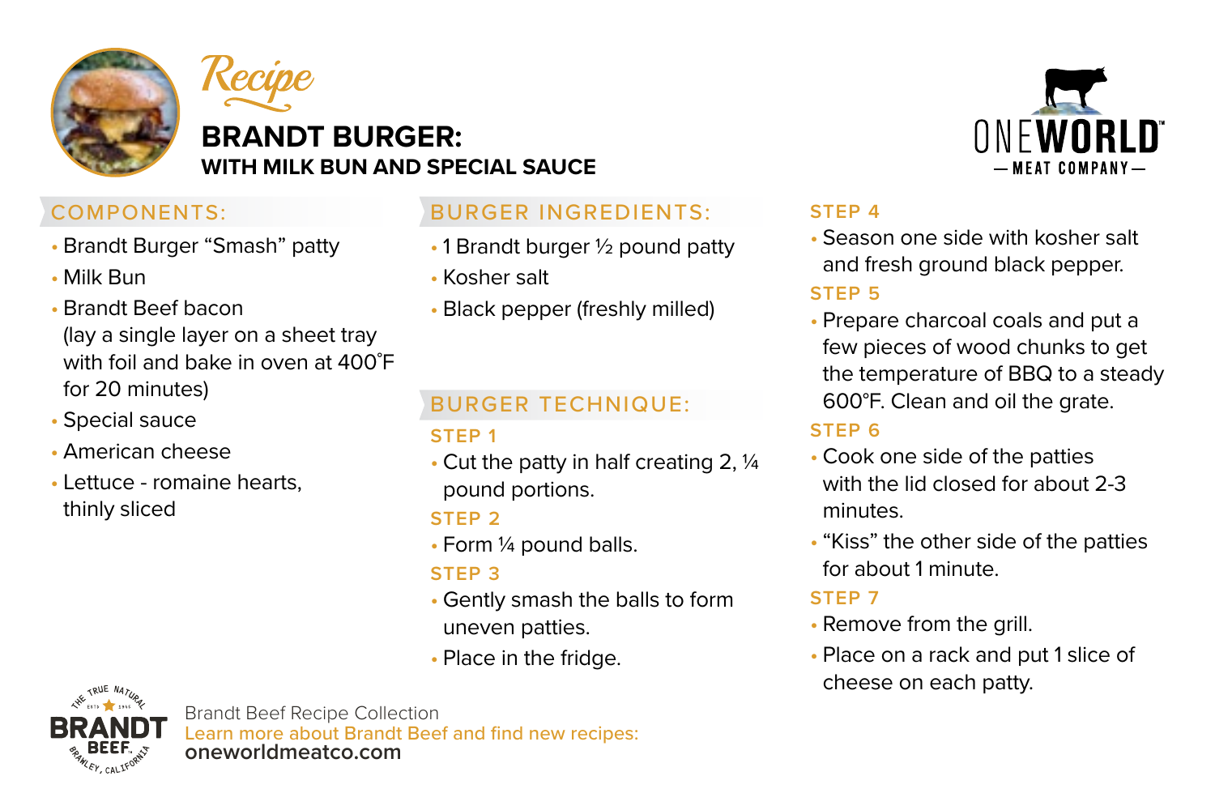*Recipe*

# BRANDT BURGER:
## WITH MILK BUN AND SPECIAL SAUCE

ONEWORLD — MEAT COMPANY —

### COMPONENTS:

- Brandt Burger "Smash" patty
- Milk Bun
- Brandt Beef bacon
  (lay a single layer on a sheet tray with foil and bake in oven at 400˚F for 20 minutes)
- Special sauce
- American cheese
- Lettuce - romaine hearts, thinly sliced

### BURGER INGREDIENTS:

- 1 Brandt burger ½ pound patty
- Kosher salt
- Black pepper (freshly milled)

### BURGER TECHNIQUE:

**STEP 1**

- Cut the patty in half creating 2, ¼ pound portions.

**STEP 2**

- Form ¼ pound balls.

**STEP 3**

- Gently smash the balls to form uneven patties.
- Place in the fridge.

**STEP 4**

- Season one side with kosher salt and fresh ground black pepper.

**STEP 5**

- Prepare charcoal coals and put a few pieces of wood chunks to get the temperature of BBQ to a steady 600°F. Clean and oil the grate.

**STEP 6**

- Cook one side of the patties with the lid closed for about 2-3 minutes.
- "Kiss" the other side of the patties for about 1 minute.

**STEP 7**

- Remove from the grill.
- Place on a rack and put 1 slice of cheese on each patty.

THE TRUE NATURAL BRANDT BEEF ESTD 1945 BRAWLEY, CALIFORNIA

Brandt Beef Recipe Collection
Learn more about Brandt Beef and find new recipes:
**oneworldmeatco.com**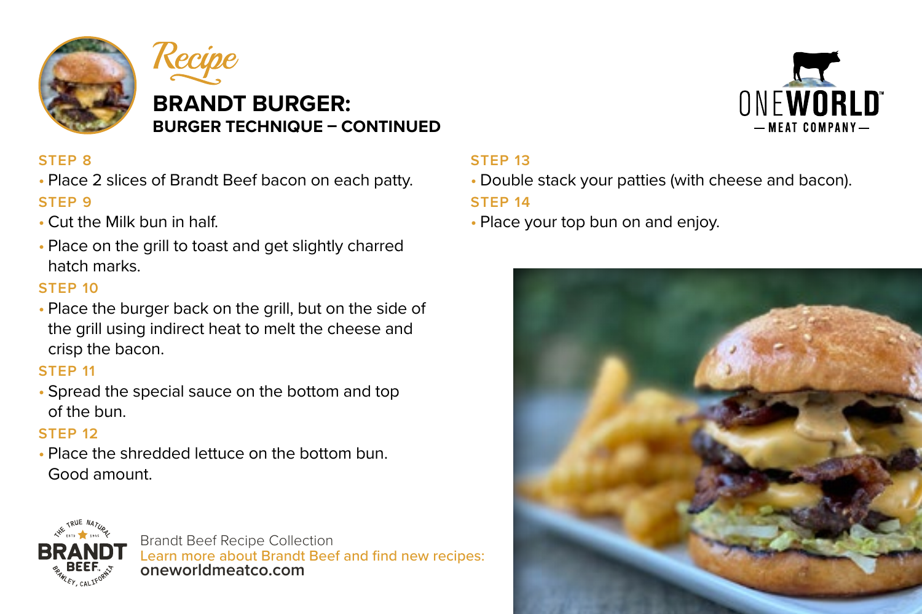*Recipe*

# BRANDT BURGER:

## BURGER TECHNIQUE – CONTINUED

ONEWORLD — MEAT COMPANY —

### STEP 8

- Place 2 slices of Brandt Beef bacon on each patty.

### STEP 9

- Cut the Milk bun in half.
- Place on the grill to toast and get slightly charred hatch marks.

### STEP 10

- Place the burger back on the grill, but on the side of the grill using indirect heat to melt the cheese and crisp the bacon.

### STEP 11

- Spread the special sauce on the bottom and top of the bun.

### STEP 12

- Place the shredded lettuce on the bottom bun. Good amount.

### STEP 13

- Double stack your patties (with cheese and bacon).

### STEP 14

- Place your top bun on and enjoy.

THE TRUE NATURAL BRANDT BEEF ESTD 1945 BRAWLEY, CALIFORNIA

Brandt Beef Recipe Collection
Learn more about Brandt Beef and find new recipes:
**oneworldmeatco.com**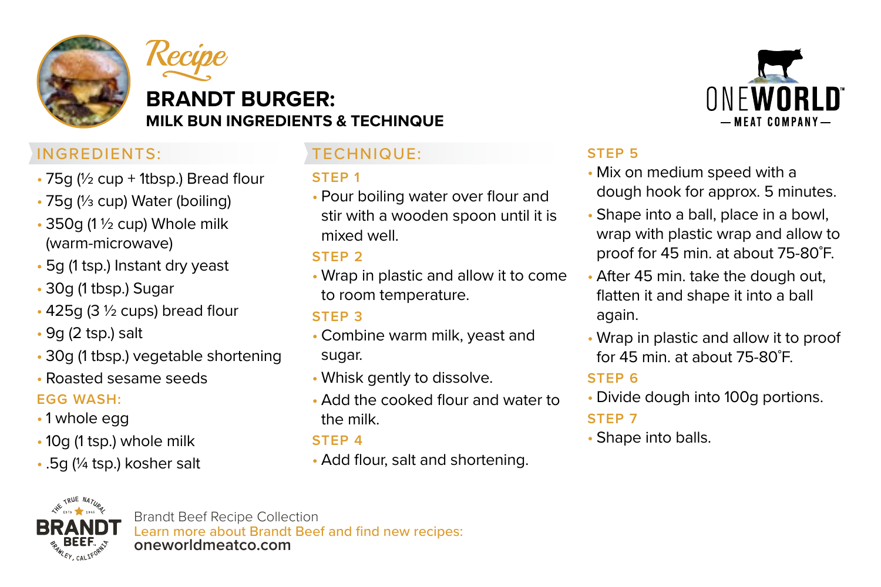# Recipe

## BRANDT BURGER:

### MILK BUN INGREDIENTS & TECHINQUE

ONEWORLD — MEAT COMPANY —

## INGREDIENTS:

- 75g (½ cup + 1tbsp.) Bread flour
- 75g (⅓ cup) Water (boiling)
- 350g (1 ½ cup) Whole milk (warm-microwave)
- 5g (1 tsp.) Instant dry yeast
- 30g (1 tbsp.) Sugar
- 425g (3 ½ cups) bread flour
- 9g (2 tsp.) salt
- 30g (1 tbsp.) vegetable shortening
- Roasted sesame seeds

### EGG WASH:

- 1 whole egg
- 10g (1 tsp.) whole milk
- .5g (¼ tsp.) kosher salt

## TECHNIQUE:

### STEP 1

- Pour boiling water over flour and stir with a wooden spoon until it is mixed well.

### STEP 2

- Wrap in plastic and allow it to come to room temperature.

### STEP 3

- Combine warm milk, yeast and sugar.
- Whisk gently to dissolve.
- Add the cooked flour and water to the milk.

### STEP 4

- Add flour, salt and shortening.

### STEP 5

- Mix on medium speed with a dough hook for approx. 5 minutes.
- Shape into a ball, place in a bowl, wrap with plastic wrap and allow to proof for 45 min. at about 75-80˚F.
- After 45 min. take the dough out, flatten it and shape it into a ball again.
- Wrap in plastic and allow it to proof for 45 min. at about 75-80˚F.

### STEP 6

- Divide dough into 100g portions.

### STEP 7

- Shape into balls.

THE TRUE NATURAL BRANDT BEEF. ESTD 1945 BRAWLEY, CALIFORNIA

Brandt Beef Recipe Collection
Learn more about Brandt Beef and find new recipes:
**oneworldmeatco.com**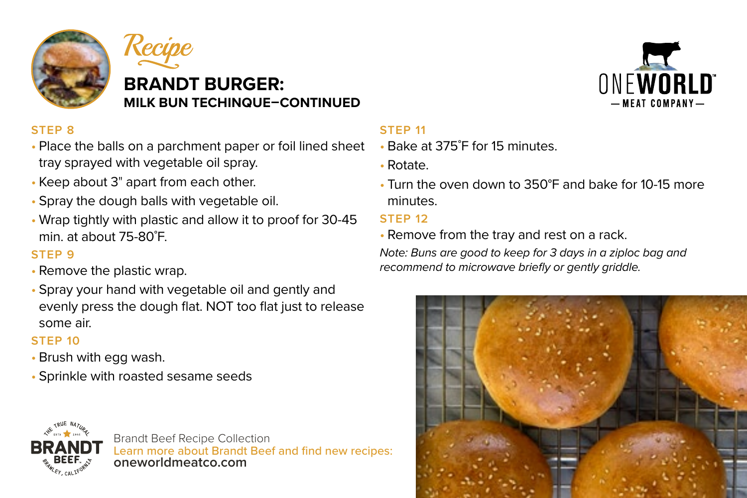*Recipe*

# BRANDT BURGER:

## MILK BUN TECHINQUE–CONTINUED

ONEWORLD — MEAT COMPANY —

### STEP 8

- Place the balls on a parchment paper or foil lined sheet tray sprayed with vegetable oil spray.
- Keep about 3" apart from each other.
- Spray the dough balls with vegetable oil.
- Wrap tightly with plastic and allow it to proof for 30-45 min. at about 75-80˚F.

### STEP 9

- Remove the plastic wrap.
- Spray your hand with vegetable oil and gently and evenly press the dough flat. NOT too flat just to release some air.

### STEP 10

- Brush with egg wash.
- Sprinkle with roasted sesame seeds

### STEP 11

- Bake at 375˚F for 15 minutes.
- Rotate.
- Turn the oven down to 350°F and bake for 10-15 more minutes.

### STEP 12

- Remove from the tray and rest on a rack.

*Note: Buns are good to keep for 3 days in a ziploc bag and recommend to microwave briefly or gently griddle.*

THE TRUE NATURAL BRANDT BEEF. ESTD 1945 BRAWLEY, CALIFORNIA

Brandt Beef Recipe Collection
Learn more about Brandt Beef and find new recipes:
**oneworldmeatco.com**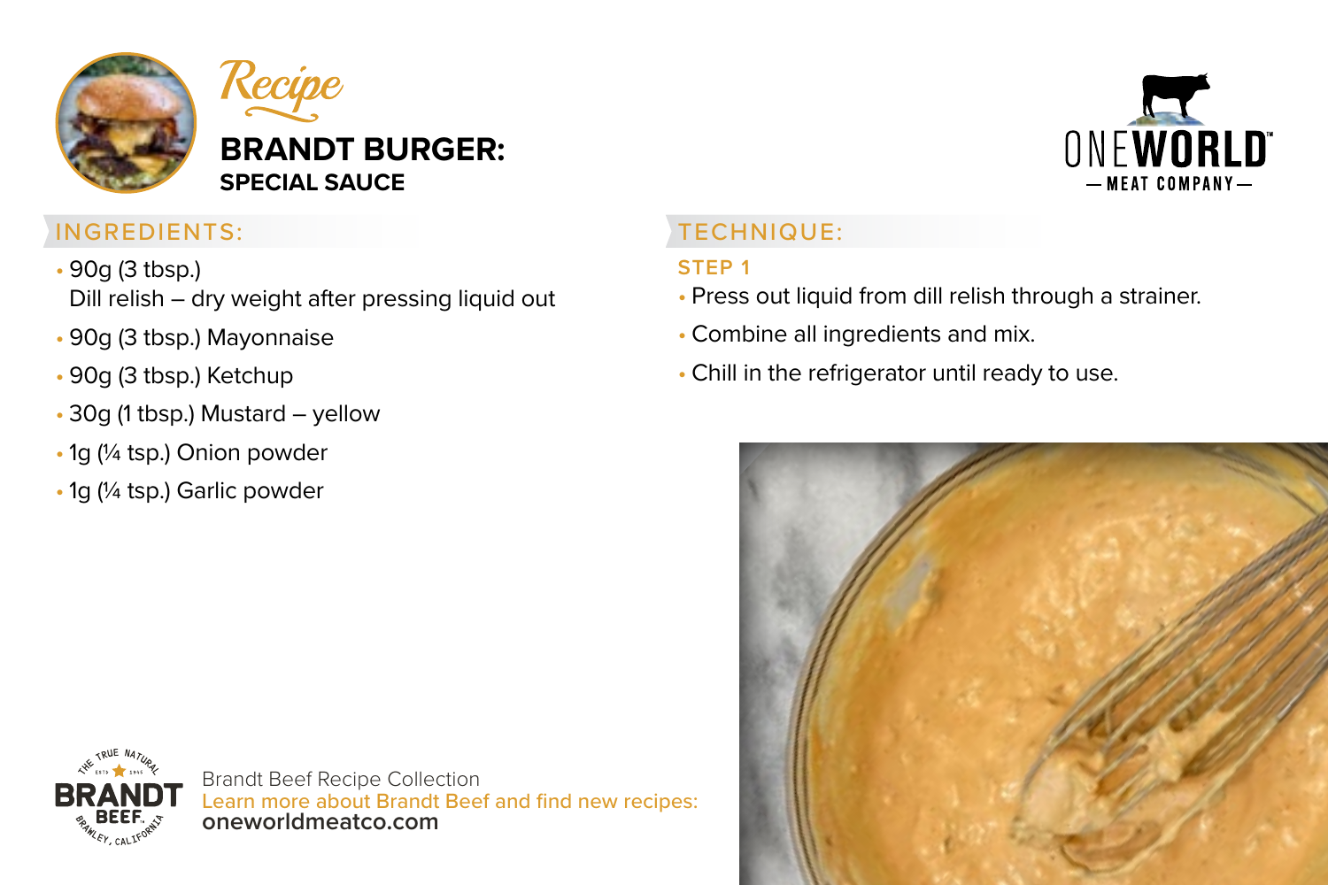Recipe

# BRANDT BURGER:

## SPECIAL SAUCE

ONEWORLD — MEAT COMPANY —

### INGREDIENTS:

- 90g (3 tbsp.)
  Dill relish – dry weight after pressing liquid out
- 90g (3 tbsp.) Mayonnaise
- 90g (3 tbsp.) Ketchup
- 30g (1 tbsp.) Mustard – yellow
- 1g (¼ tsp.) Onion powder
- 1g (¼ tsp.) Garlic powder

### TECHNIQUE:

**STEP 1**

- Press out liquid from dill relish through a strainer.
- Combine all ingredients and mix.
- Chill in the refrigerator until ready to use.

THE TRUE NATURAL BRANDT BEEF. ESTD 1945 BRAWLEY, CALIFORNIA

Brandt Beef Recipe Collection
Learn more about Brandt Beef and find new recipes:
**oneworldmeatco.com**